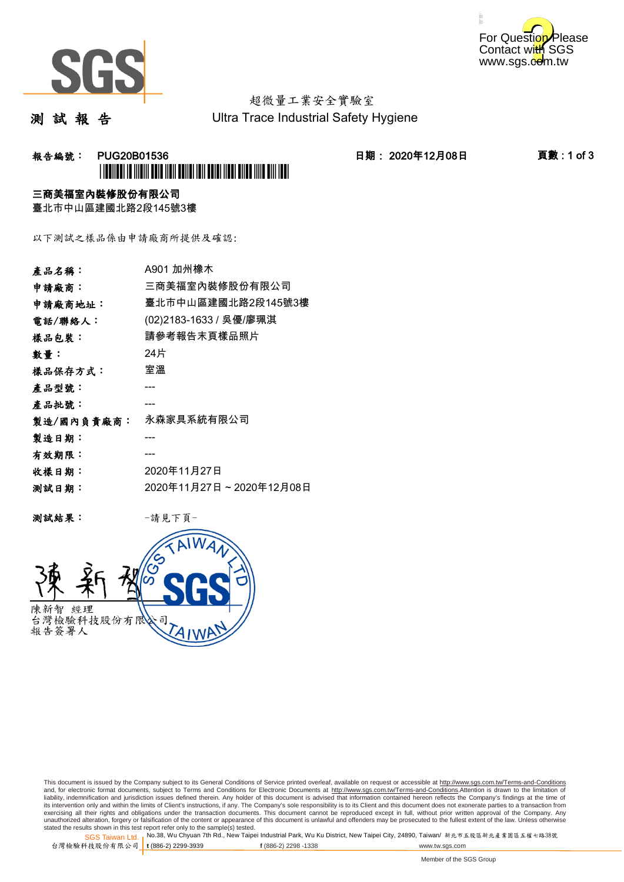超微量工業安全實驗室

Ultra Trace Industrial Safety Hygiene

# 測 試 報 告

**報告編號： PUG20B01536**　　**日期： 2020年12月08日**

**三商美福室內裝修股份有限公司**

臺北市中山區建國北路2段145號3樓

以下測試之樣品係由申請廠商所提供及確認:

| | |
|---|---|
| **產品名稱：** | A901 加州橡木 |
| **申請廠商：** | 三商美福室內裝修股份有限公司 |
| **申請廠商地址：** | 臺北市中山區建國北路2段145號3樓 |
| **電話/聯絡人：** | (02)2183-1633 / 吳優/廖珮淇 |
| **樣品包裝：** | 請參考報告末頁樣品照片 |
| **數量：** | 24片 |
| **樣品保存方式：** | 室溫 |
| **產品型號：** | --- |
| **產品批號：** | --- |
| **製造/國內負責廠商：** | 永森家具系統有限公司 |
| **製造日期：** | --- |
| **有效期限：** | --- |
| **收樣日期：** | 2020年11月27日 |
| **測試日期：** | 2020年11月27日 ~ 2020年12月08日 |

**測試結果：**　　-請見下頁-

陳新智　經理

台灣檢驗科技股份有限公司

報告簽署人

This document is issued by the Company subject to its General Conditions of Service printed overleaf, available on request or accessible at http://www.sgs.com.tw/Terms-and-Conditions and, for electronic format documents, subject to Terms and Conditions for Electronic Documents at http://www.sgs.com.tw/Terms-and-Conditions.Attention is drawn to the limitation of liability, indemnification and jurisdiction issues defined therein. Any holder of this document is advised that information contained hereon reflects the Company's findings at the time of its intervention only and within the limits of Client's instructions, if any. The Company's sole responsibility is to its Client and this document does not exonerate parties to a transaction from exercising all their rights and obligations under the transaction documents. This document cannot be reproduced except in full, without prior written approval of the Company. Any unauthorized alteration, forgery or falsification of the content or appearance of this document is unlawful and offenders may be prosecuted to the fullest extent of the law. Unless otherwise stated the results shown in this test report refer only to the sample(s) tested.

SGS Taiwan Ltd. 台灣檢驗科技股份有限公司 | No.38, Wu Chyuan 7th Rd., New Taipei Industrial Park, Wu Ku District, New Taipei City, 24890, Taiwan/ 新北市五股區新北產業園區五權七路38號 | t (886-2) 2299-3939 | f (886-2) 2298 -1338 | www.tw.sgs.com

Member of the SGS Group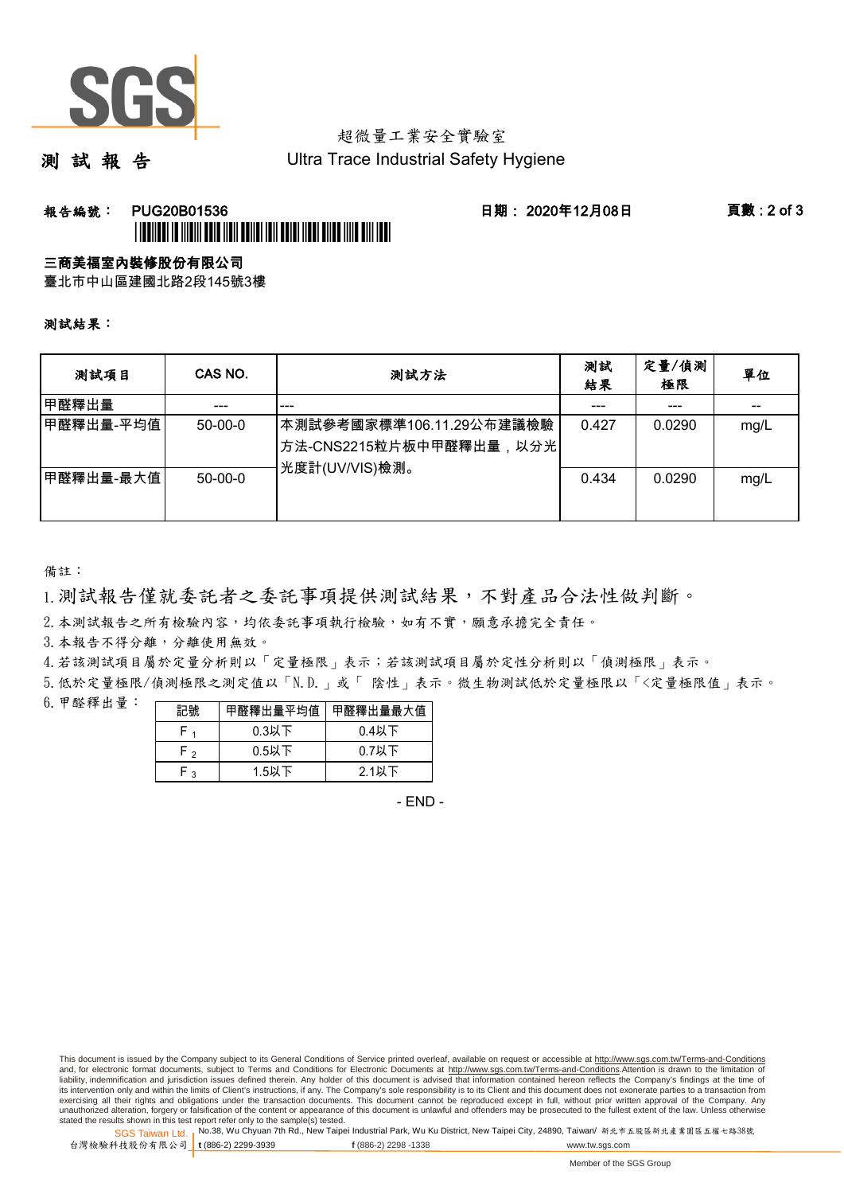超微量工業安全實驗室

# 測試報告

Ultra Trace Industrial Safety Hygiene

**報告編號：** PUG20B01536　　**日期：** 2020年12月08日

**三商美福室內裝修股份有限公司**

臺北市中山區建國北路2段145號3樓

**測試結果：**

| 測試項目 | CAS NO. | 測試方法 | 測試結果 | 定量/偵測極限 | 單位 |
|---|---|---|---|---|---|
| 甲醛釋出量 | --- | --- | --- | --- | -- |
| 甲醛釋出量-平均值 | 50-00-0 | 本測試參考國家標準106.11.29公布建議檢驗方法-CNS2215粒片板中甲醛釋出量，以分光光度計(UV/VIS)檢測。 | 0.427 | 0.0290 | mg/L |
| 甲醛釋出量-最大值 | 50-00-0 | | 0.434 | 0.0290 | mg/L |

備註：

1. 測試報告僅就委託者之委託事項提供測試結果，不對產品合法性做判斷。
2. 本測試報告之所有檢驗內容，均依委託事項執行檢驗，如有不實，願意承擔完全責任。
3. 本報告不得分離，分離使用無效。
4. 若該測試項目屬於定量分析則以「定量極限」表示；若該測試項目屬於定性分析則以「偵測極限」表示。
5. 低於定量極限/偵測極限之測定值以「N.D.」或「 陰性」表示。微生物測試低於定量極限以「<定量極限值」表示。
6. 甲醛釋出量：

| 記號 | 甲醛釋出量平均值 | 甲醛釋出量最大值 |
|---|---|---|
| $F_1$ | 0.3以下 | 0.4以下 |
| $F_2$ | 0.5以下 | 0.7以下 |
| $F_3$ | 1.5以下 | 2.1以下 |

- END -

This document is issued by the Company subject to its General Conditions of Service printed overleaf, available on request or accessible at http://www.sgs.com.tw/Terms-and-Conditions and, for electronic format documents, subject to Terms and Conditions for Electronic Documents at http://www.sgs.com.tw/Terms-and-Conditions.Attention is drawn to the limitation of liability, indemnification and jurisdiction issues defined therein. Any holder of this document is advised that information contained hereon reflects the Company's findings at the time of its intervention only and within the limits of Client's instructions, if any. The Company's sole responsibility is to its Client and this document does not exonerate parties to a transaction from exercising all their rights and obligations under the transaction documents. This document cannot be reproduced except in full, without prior written approval of the Company. Any unauthorized alteration, forgery or falsification of the content or appearance of this document is unlawful and offenders may be prosecuted to the fullest extent of the law. Unless otherwise stated the results shown in this test report refer only to the sample(s) tested.

SGS Taiwan Ltd. 台灣檢驗科技股份有限公司 | No.38, Wu Chyuan 7th Rd., New Taipei Industrial Park, Wu Ku District, New Taipei City, 24890, Taiwan/ 新北市五股區新北產業園區五權七路38號 | t (886-2) 2299-3939 | f (886-2) 2298 -1338 | www.tw.sgs.com

Member of the SGS Group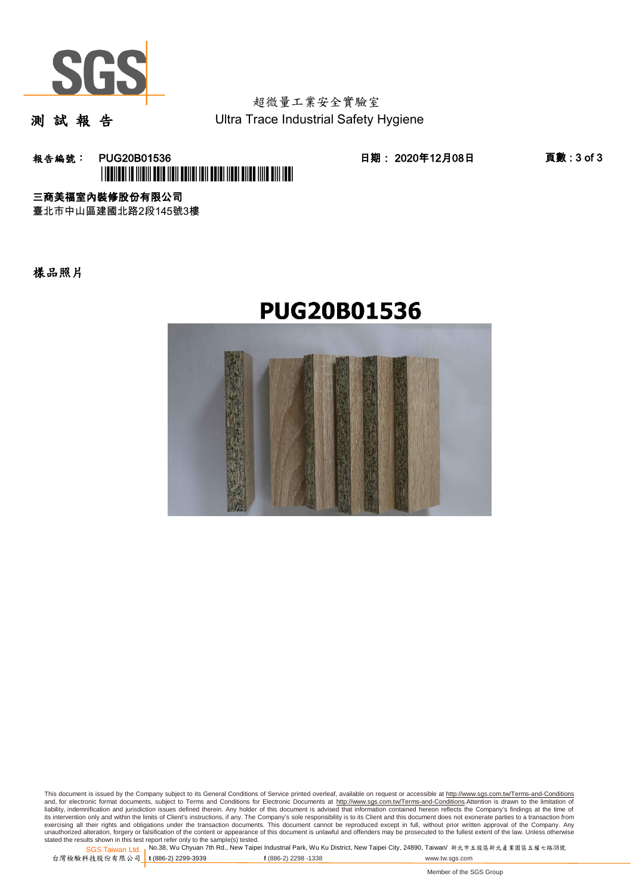超微量工業安全實驗室

測 試 報 告 Ultra Trace Industrial Safety Hygiene

報告編號： PUG20B01536 日期： 2020年12月08日

三商美福室內裝修股份有限公司
臺北市中山區建國北路2段145號3樓

## 樣品照片

PUG20B01536

This document is issued by the Company subject to its General Conditions of Service printed overleaf, available on request or accessible at http://www.sgs.com.tw/Terms-and-Conditions and, for electronic format documents, subject to Terms and Conditions for Electronic Documents at http://www.sgs.com.tw/Terms-and-Conditions.Attention is drawn to the limitation of liability, indemnification and jurisdiction issues defined therein. Any holder of this document is advised that information contained hereon reflects the Company's findings at the time of its intervention only and within the limits of Client's instructions, if any. The Company's sole responsibility is to its Client and this document does not exonerate parties to a transaction from exercising all their rights and obligations under the transaction documents. This document cannot be reproduced except in full, without prior written approval of the Company. Any unauthorized alteration, forgery or falsification of the content or appearance of this document is unlawful and offenders may be prosecuted to the fullest extent of the law. Unless otherwise stated the results shown in this test report refer only to the sample(s) tested.

SGS Taiwan Ltd. No.38, Wu Chyuan 7th Rd., New Taipei Industrial Park, Wu Ku District, New Taipei City, 24890, Taiwan/ 新北市五股區新北產業園區五權七路38號
台灣檢驗科技股份有限公司 t (886-2) 2299-3939 f (886-2) 2298 -1338 www.tw.sgs.com

Member of the SGS Group